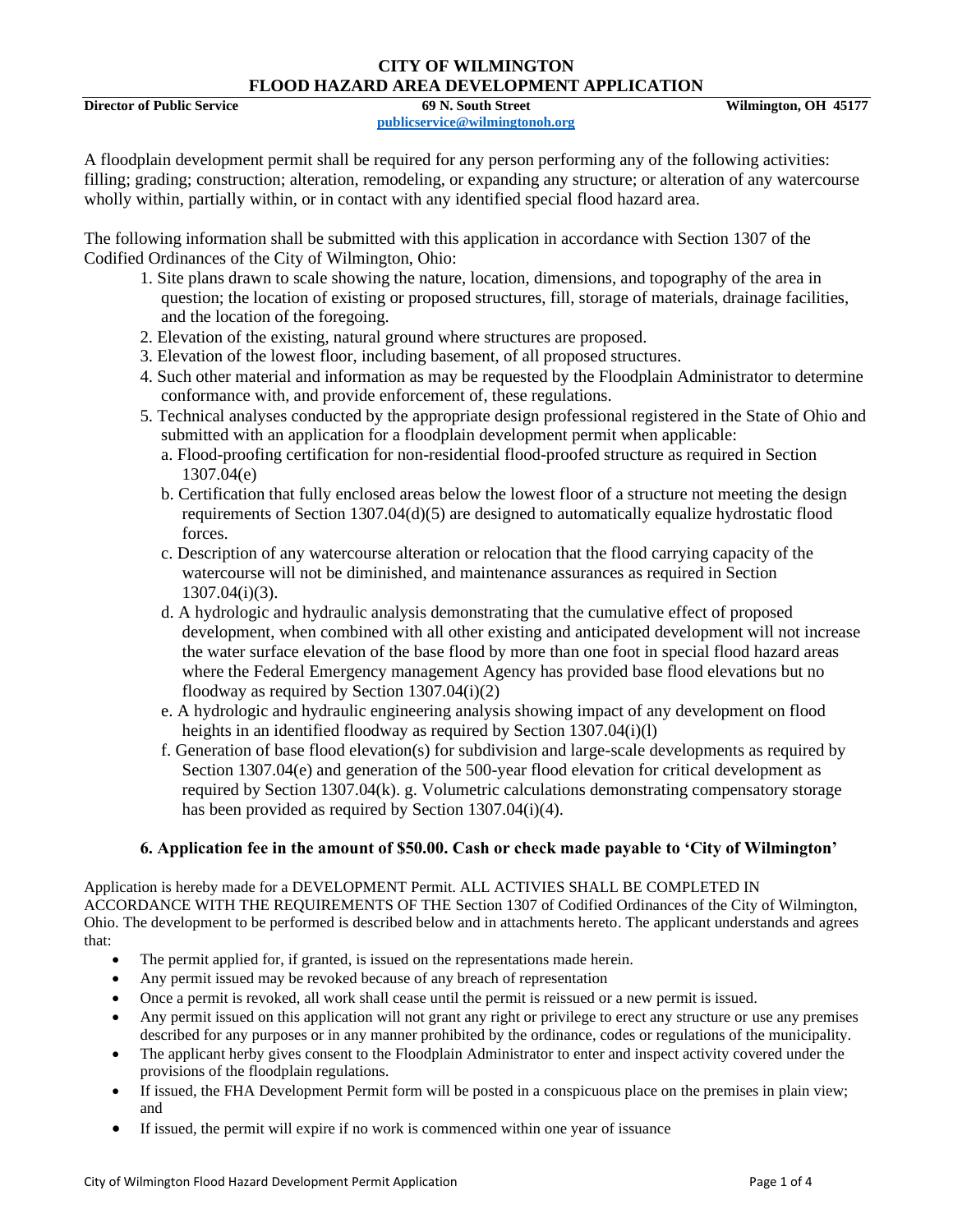# CITY OF WILMINGTON
# FLOOD HAZARD AREA DEVELOPMENT APPLICATION

**Director of Public Service** | **69 N. South Street** | **Wilmington, OH 45177**

**publicservice@wilmingtonoh.org**

A floodplain development permit shall be required for any person performing any of the following activities: filling; grading; construction; alteration, remodeling, or expanding any structure; or alteration of any watercourse wholly within, partially within, or in contact with any identified special flood hazard area.

The following information shall be submitted with this application in accordance with Section 1307 of the Codified Ordinances of the City of Wilmington, Ohio:

1. Site plans drawn to scale showing the nature, location, dimensions, and topography of the area in question; the location of existing or proposed structures, fill, storage of materials, drainage facilities, and the location of the foregoing.
2. Elevation of the existing, natural ground where structures are proposed.
3. Elevation of the lowest floor, including basement, of all proposed structures.
4. Such other material and information as may be requested by the Floodplain Administrator to determine conformance with, and provide enforcement of, these regulations.
5. Technical analyses conducted by the appropriate design professional registered in the State of Ohio and submitted with an application for a floodplain development permit when applicable:
   a. Flood-proofing certification for non-residential flood-proofed structure as required in Section 1307.04(e)
   b. Certification that fully enclosed areas below the lowest floor of a structure not meeting the design requirements of Section 1307.04(d)(5) are designed to automatically equalize hydrostatic flood forces.
   c. Description of any watercourse alteration or relocation that the flood carrying capacity of the watercourse will not be diminished, and maintenance assurances as required in Section 1307.04(i)(3).
   d. A hydrologic and hydraulic analysis demonstrating that the cumulative effect of proposed development, when combined with all other existing and anticipated development will not increase the water surface elevation of the base flood by more than one foot in special flood hazard areas where the Federal Emergency management Agency has provided base flood elevations but no floodway as required by Section 1307.04(i)(2)
   e. A hydrologic and hydraulic engineering analysis showing impact of any development on flood heights in an identified floodway as required by Section 1307.04(i)(l)
   f. Generation of base flood elevation(s) for subdivision and large-scale developments as required by Section 1307.04(e) and generation of the 500-year flood elevation for critical development as required by Section 1307.04(k). g. Volumetric calculations demonstrating compensatory storage has been provided as required by Section 1307.04(i)(4).

**6. Application fee in the amount of $50.00. Cash or check made payable to 'City of Wilmington'**

Application is hereby made for a DEVELOPMENT Permit. ALL ACTIVIES SHALL BE COMPLETED IN ACCORDANCE WITH THE REQUIREMENTS OF THE Section 1307 of Codified Ordinances of the City of Wilmington, Ohio. The development to be performed is described below and in attachments hereto. The applicant understands and agrees that:

- The permit applied for, if granted, is issued on the representations made herein.
- Any permit issued may be revoked because of any breach of representation
- Once a permit is revoked, all work shall cease until the permit is reissued or a new permit is issued.
- Any permit issued on this application will not grant any right or privilege to erect any structure or use any premises described for any purposes or in any manner prohibited by the ordinance, codes or regulations of the municipality.
- The applicant herby gives consent to the Floodplain Administrator to enter and inspect activity covered under the provisions of the floodplain regulations.
- If issued, the FHA Development Permit form will be posted in a conspicuous place on the premises in plain view; and
- If issued, the permit will expire if no work is commenced within one year of issuance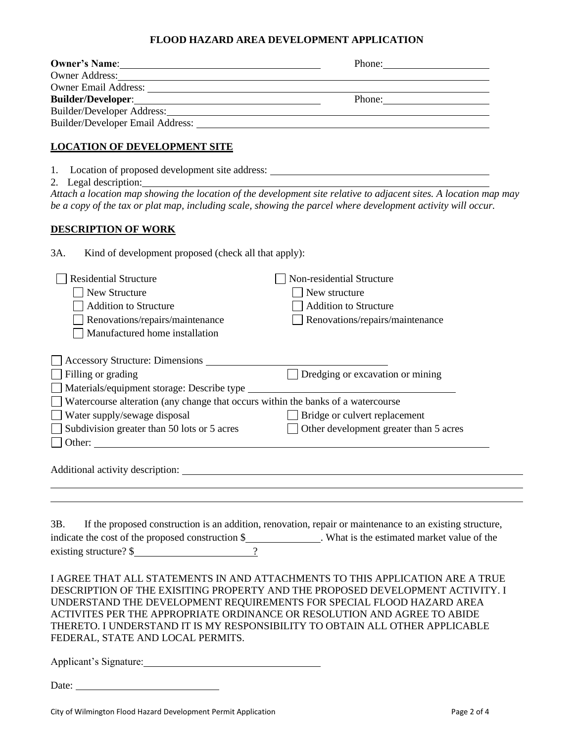# FLOOD HAZARD AREA DEVELOPMENT APPLICATION

**Owner's Name**: ______________________________ Phone: ____________________

Owner Address: ______________________________________________________

Owner Email Address: _________________________________________________

**Builder/Developer**: ______________________________ Phone: ____________________

Builder/Developer Address: ____________________________________________

Builder/Developer Email Address: _______________________________________

## LOCATION OF DEVELOPMENT SITE

1. Location of proposed development site address: ______________________________
2. Legal description: ______________________________________________________

*Attach a location map showing the location of the development site relative to adjacent sites. A location map may be a copy of the tax or plat map, including scale, showing the parcel where development activity will occur.*

## DESCRIPTION OF WORK

3A. Kind of development proposed (check all that apply):

- ☐ Residential Structure
  - ☐ New Structure
  - ☐ Addition to Structure
  - ☐ Renovations/repairs/maintenance
  - ☐ Manufactured home installation
- ☐ Non-residential Structure
  - ☐ New structure
  - ☐ Addition to Structure
  - ☐ Renovations/repairs/maintenance

- ☐ Accessory Structure: Dimensions ______________________________
- ☐ Filling or grading
- ☐ Dredging or excavation or mining
- ☐ Materials/equipment storage: Describe type ______________________________
- ☐ Watercourse alteration (any change that occurs within the banks of a watercourse
- ☐ Water supply/sewage disposal
- ☐ Bridge or culvert replacement
- ☐ Subdivision greater than 50 lots or 5 acres
- ☐ Other development greater than 5 acres
- ☐ Other: ______________________________________________________

Additional activity description: ______________________________________________

______________________________________________________________________

______________________________________________________________________

3B. If the proposed construction is an addition, renovation, repair or maintenance to an existing structure, indicate the cost of the proposed construction $______________. What is the estimated market value of the existing structure? $______________________?

I AGREE THAT ALL STATEMENTS IN AND ATTACHMENTS TO THIS APPLICATION ARE A TRUE DESCRIPTION OF THE EXISITING PROPERTY AND THE PROPOSED DEVELOPMENT ACTIVITY. I UNDERSTAND THE DEVELOPMENT REQUIREMENTS FOR SPECIAL FLOOD HAZARD AREA ACTIVITES PER THE APPROPRIATE ORDINANCE OR RESOLUTION AND AGREE TO ABIDE THERETO. I UNDERSTAND IT IS MY RESPONSIBILITY TO OBTAIN ALL OTHER APPLICABLE FEDERAL, STATE AND LOCAL PERMITS.

Applicant's Signature: ______________________________

Date: ________________________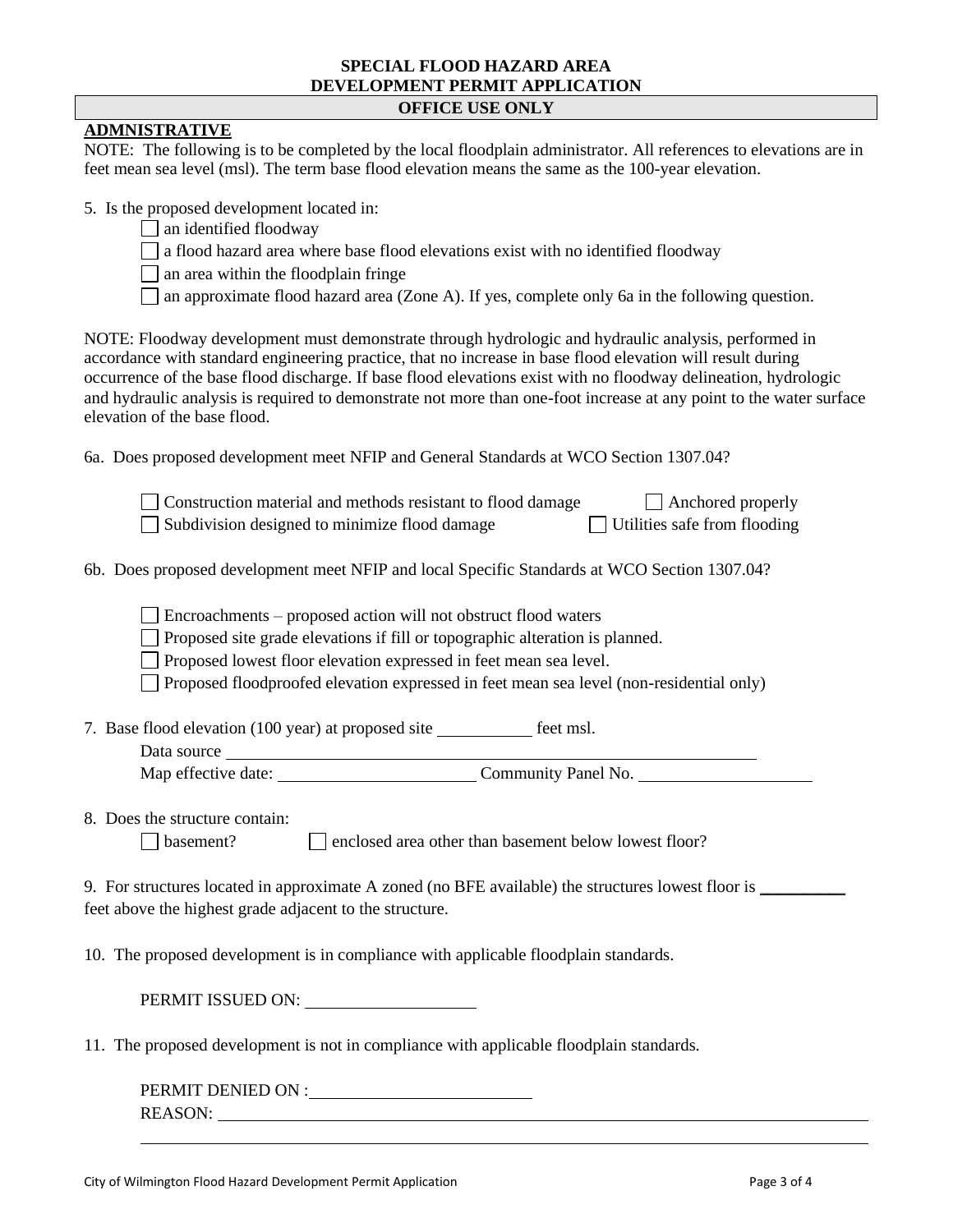**SPECIAL FLOOD HAZARD AREA**
**DEVELOPMENT PERMIT APPLICATION**

**OFFICE USE ONLY**

**ADMNISTRATIVE**

NOTE: The following is to be completed by the local floodplain administrator. All references to elevations are in feet mean sea level (msl). The term base flood elevation means the same as the 100-year elevation.

5. Is the proposed development located in:
   - ☐ an identified floodway
   - ☐ a flood hazard area where base flood elevations exist with no identified floodway
   - ☐ an area within the floodplain fringe
   - ☐ an approximate flood hazard area (Zone A). If yes, complete only 6a in the following question.

NOTE: Floodway development must demonstrate through hydrologic and hydraulic analysis, performed in accordance with standard engineering practice, that no increase in base flood elevation will result during occurrence of the base flood discharge. If base flood elevations exist with no floodway delineation, hydrologic and hydraulic analysis is required to demonstrate not more than one-foot increase at any point to the water surface elevation of the base flood.

6a. Does proposed development meet NFIP and General Standards at WCO Section 1307.04?

- ☐ Construction material and methods resistant to flood damage
- ☐ Anchored properly
- ☐ Subdivision designed to minimize flood damage
- ☐ Utilities safe from flooding

6b. Does proposed development meet NFIP and local Specific Standards at WCO Section 1307.04?

- ☐ Encroachments – proposed action will not obstruct flood waters
- ☐ Proposed site grade elevations if fill or topographic alteration is planned.
- ☐ Proposed lowest floor elevation expressed in feet mean sea level.
- ☐ Proposed floodproofed elevation expressed in feet mean sea level (non-residential only)

7. Base flood elevation (100 year) at proposed site ____________ feet msl.

   Data source ____________________________________________

   Map effective date: ________________________ Community Panel No. ____________________

8. Does the structure contain:

   ☐ basement?   ☐ enclosed area other than basement below lowest floor?

9. For structures located in approximate A zoned (no BFE available) the structures lowest floor is __________ feet above the highest grade adjacent to the structure.

10. The proposed development is in compliance with applicable floodplain standards.

    PERMIT ISSUED ON: ____________________

11. The proposed development is not in compliance with applicable floodplain standards.

    PERMIT DENIED ON : __________________________

    REASON: ____________________________________________________________

    ____________________________________________________________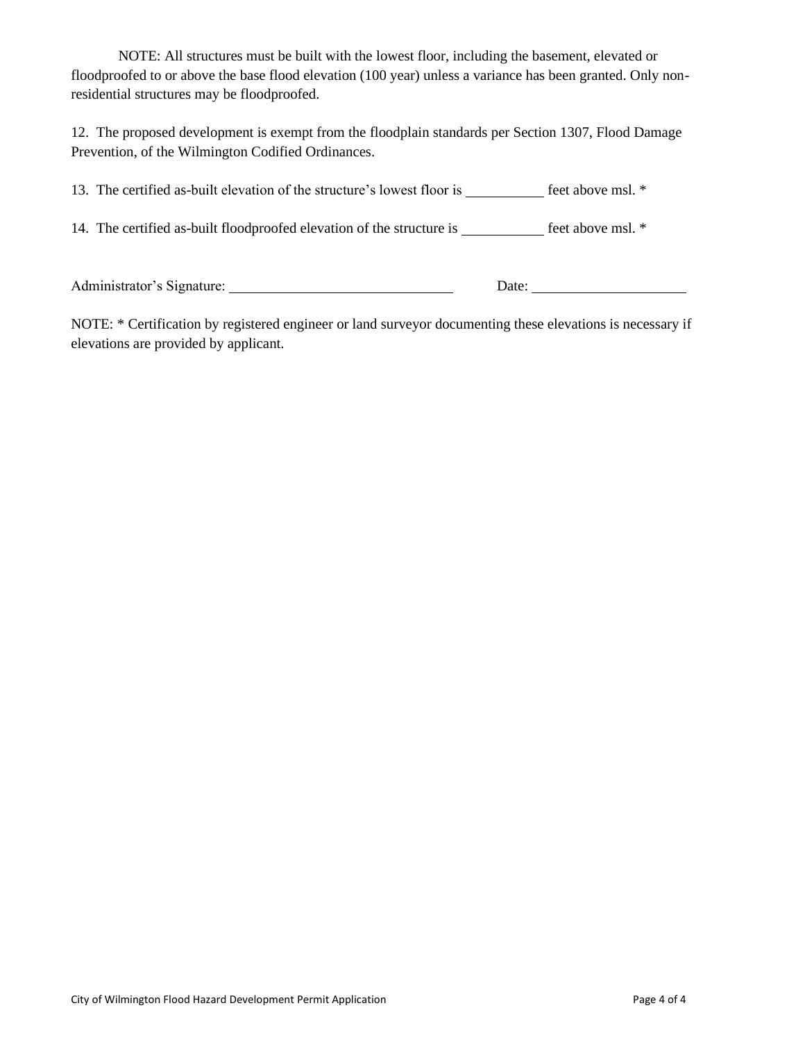NOTE: All structures must be built with the lowest floor, including the basement, elevated or floodproofed to or above the base flood elevation (100 year) unless a variance has been granted. Only non-residential structures may be floodproofed.

12. The proposed development is exempt from the floodplain standards per Section 1307, Flood Damage Prevention, of the Wilmington Codified Ordinances.

13. The certified as-built elevation of the structure's lowest floor is ___________ feet above msl. *

14. The certified as-built floodproofed elevation of the structure is ___________ feet above msl. *

Administrator's Signature: ________________________________ Date: ______________________

NOTE: * Certification by registered engineer or land surveyor documenting these elevations is necessary if elevations are provided by applicant.